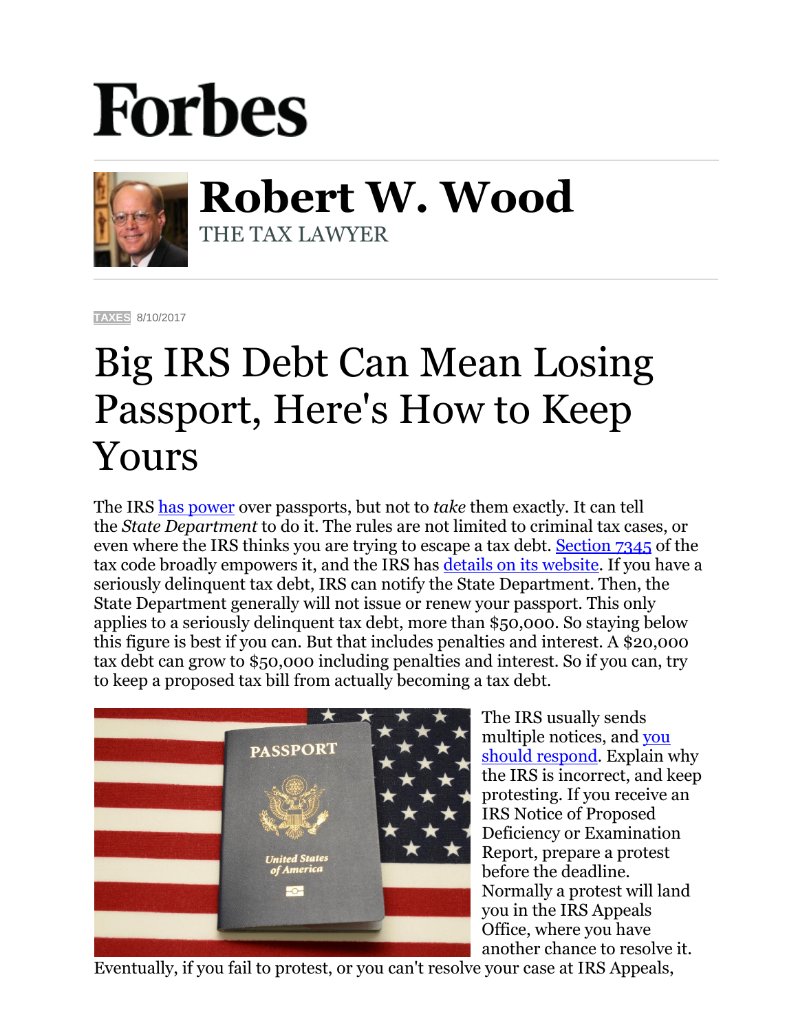# Forbes

## Robert W. Wood

THE TAX LAWYER

TAXES 8/10/2017

# Big IRS Debt Can Mean Losing Passport, Here's How to Keep Yours

The IRS has power over passports, but not to *take* them exactly. It can tell the *State Department* to do it. The rules are not limited to criminal tax cases, or even where the IRS thinks you are trying to escape a tax debt. Section 7345 of the tax code broadly empowers it, and the IRS has details on its website. If you have a seriously delinquent tax debt, IRS can notify the State Department. Then, the State Department generally will not issue or renew your passport. This only applies to a seriously delinquent tax debt, more than $50,000. So staying below this figure is best if you can. But that includes penalties and interest. A $20,000 tax debt can grow to $50,000 including penalties and interest. So if you can, try to keep a proposed tax bill from actually becoming a tax debt.

The IRS usually sends multiple notices, and you should respond. Explain why the IRS is incorrect, and keep protesting. If you receive an IRS Notice of Proposed Deficiency or Examination Report, prepare a protest before the deadline. Normally a protest will land you in the IRS Appeals Office, where you have another chance to resolve it. Eventually, if you fail to protest, or you can't resolve your case at IRS Appeals,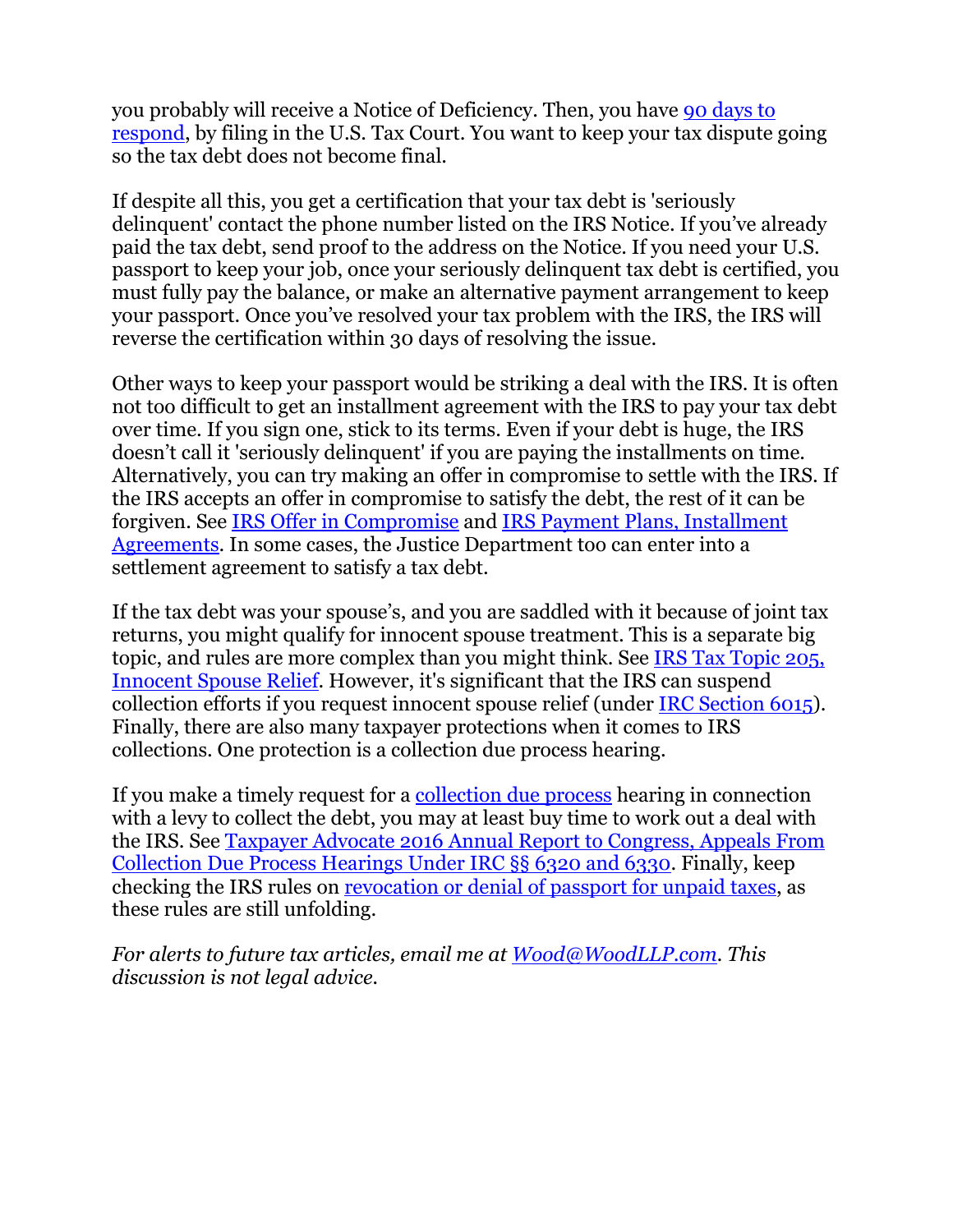you probably will receive a Notice of Deficiency. Then, you have 90 days to respond, by filing in the U.S. Tax Court. You want to keep your tax dispute going so the tax debt does not become final.

If despite all this, you get a certification that your tax debt is 'seriously delinquent' contact the phone number listed on the IRS Notice. If you've already paid the tax debt, send proof to the address on the Notice. If you need your U.S. passport to keep your job, once your seriously delinquent tax debt is certified, you must fully pay the balance, or make an alternative payment arrangement to keep your passport. Once you've resolved your tax problem with the IRS, the IRS will reverse the certification within 30 days of resolving the issue.

Other ways to keep your passport would be striking a deal with the IRS. It is often not too difficult to get an installment agreement with the IRS to pay your tax debt over time. If you sign one, stick to its terms. Even if your debt is huge, the IRS doesn't call it 'seriously delinquent' if you are paying the installments on time. Alternatively, you can try making an offer in compromise to settle with the IRS. If the IRS accepts an offer in compromise to satisfy the debt, the rest of it can be forgiven. See IRS Offer in Compromise and IRS Payment Plans, Installment Agreements. In some cases, the Justice Department too can enter into a settlement agreement to satisfy a tax debt.

If the tax debt was your spouse's, and you are saddled with it because of joint tax returns, you might qualify for innocent spouse treatment. This is a separate big topic, and rules are more complex than you might think. See IRS Tax Topic 205, Innocent Spouse Relief. However, it's significant that the IRS can suspend collection efforts if you request innocent spouse relief (under IRC Section 6015). Finally, there are also many taxpayer protections when it comes to IRS collections. One protection is a collection due process hearing.

If you make a timely request for a collection due process hearing in connection with a levy to collect the debt, you may at least buy time to work out a deal with the IRS. See Taxpayer Advocate 2016 Annual Report to Congress, Appeals From Collection Due Process Hearings Under IRC §§ 6320 and 6330. Finally, keep checking the IRS rules on revocation or denial of passport for unpaid taxes, as these rules are still unfolding.

*For alerts to future tax articles, email me at Wood@WoodLLP.com. This discussion is not legal advice.*